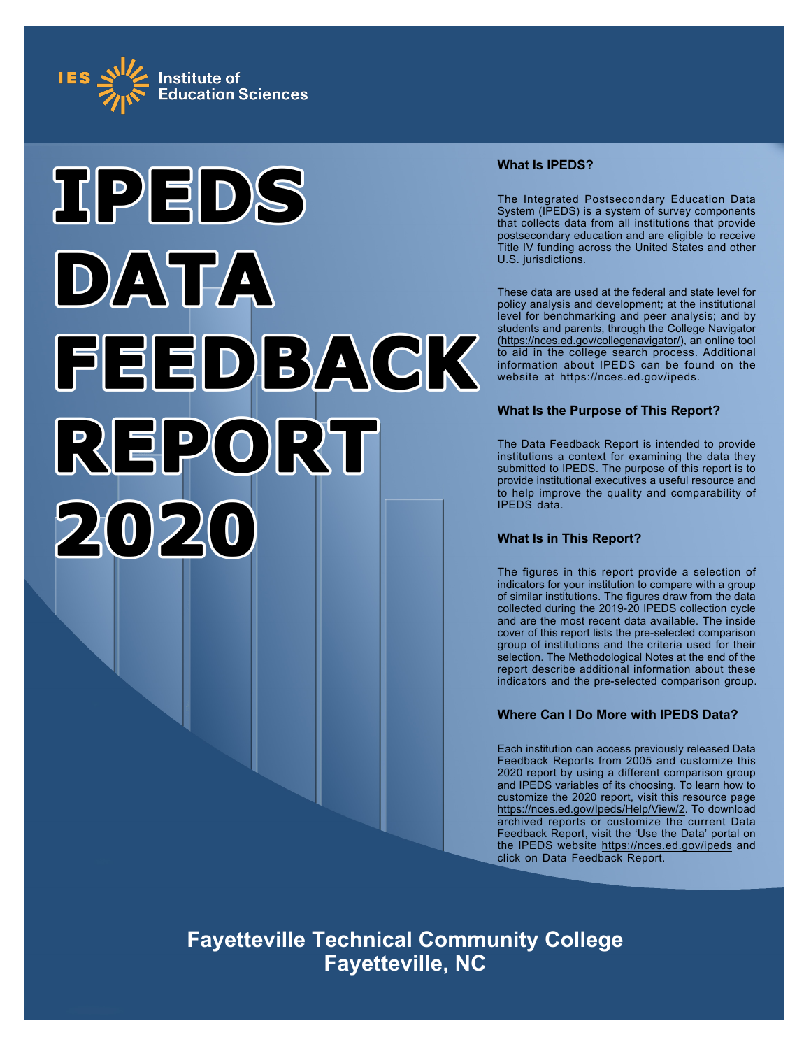IES Institute of Education Sciences

# IPEDS DATA FEEDBACK REPORT 2020

### What Is IPEDS?

The Integrated Postsecondary Education Data System (IPEDS) is a system of survey components that collects data from all institutions that provide postsecondary education and are eligible to receive Title IV funding across the United States and other U.S. jurisdictions.

These data are used at the federal and state level for policy analysis and development; at the institutional level for benchmarking and peer analysis; and by students and parents, through the College Navigator (https://nces.ed.gov/collegenavigator/), an online tool to aid in the college search process. Additional information about IPEDS can be found on the website at https://nces.ed.gov/ipeds.

### What Is the Purpose of This Report?

The Data Feedback Report is intended to provide institutions a context for examining the data they submitted to IPEDS. The purpose of this report is to provide institutional executives a useful resource and to help improve the quality and comparability of IPEDS data.

### What Is in This Report?

The figures in this report provide a selection of indicators for your institution to compare with a group of similar institutions. The figures draw from the data collected during the 2019-20 IPEDS collection cycle and are the most recent data available. The inside cover of this report lists the pre-selected comparison group of institutions and the criteria used for their selection. The Methodological Notes at the end of the report describe additional information about these indicators and the pre-selected comparison group.

### Where Can I Do More with IPEDS Data?

Each institution can access previously released Data Feedback Reports from 2005 and customize this 2020 report by using a different comparison group and IPEDS variables of its choosing. To learn how to customize the 2020 report, visit this resource page https://nces.ed.gov/Ipeds/Help/View/2. To download archived reports or customize the current Data Feedback Report, visit the 'Use the Data' portal on the IPEDS website https://nces.ed.gov/ipeds and click on Data Feedback Report.

## Fayetteville Technical Community College
## Fayetteville, NC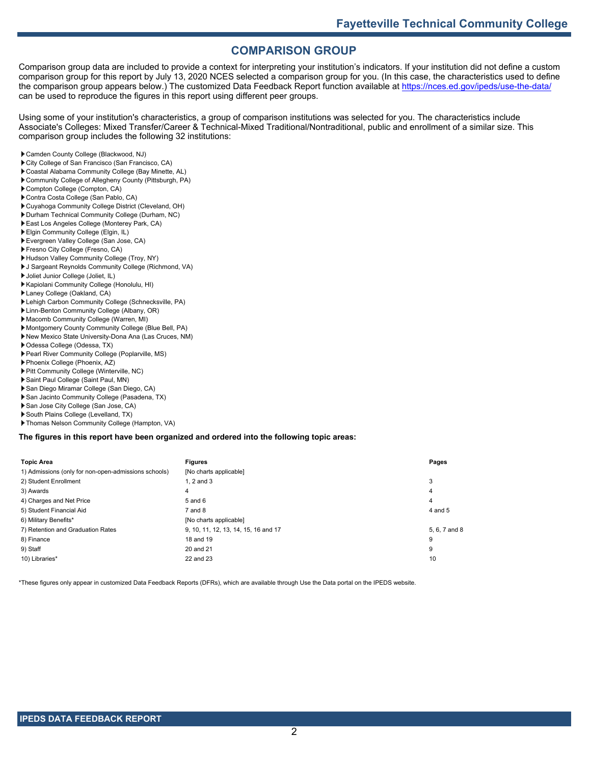# COMPARISON GROUP

Comparison group data are included to provide a context for interpreting your institution's indicators. If your institution did not define a custom comparison group for this report by July 13, 2020 NCES selected a comparison group for you. (In this case, the characteristics used to define the comparison group appears below.) The customized Data Feedback Report function available at https://nces.ed.gov/ipeds/use-the-data/ can be used to reproduce the figures in this report using different peer groups.

Using some of your institution's characteristics, a group of comparison institutions was selected for you. The characteristics include Associate's Colleges: Mixed Transfer/Career & Technical-Mixed Traditional/Nontraditional, public and enrollment of a similar size. This comparison group includes the following 32 institutions:

- Camden County College (Blackwood, NJ)
- City College of San Francisco (San Francisco, CA)
- Coastal Alabama Community College (Bay Minette, AL)
- Community College of Allegheny County (Pittsburgh, PA)
- Compton College (Compton, CA)
- Contra Costa College (San Pablo, CA)
- Cuyahoga Community College District (Cleveland, OH)
- Durham Technical Community College (Durham, NC)
- East Los Angeles College (Monterey Park, CA)
- Elgin Community College (Elgin, IL)
- Evergreen Valley College (San Jose, CA)
- Fresno City College (Fresno, CA)
- Hudson Valley Community College (Troy, NY)
- J Sargeant Reynolds Community College (Richmond, VA)
- Joliet Junior College (Joliet, IL)
- Kapiolani Community College (Honolulu, HI)
- Laney College (Oakland, CA)
- Lehigh Carbon Community College (Schnecksville, PA)
- Linn-Benton Community College (Albany, OR)
- Macomb Community College (Warren, MI)
- Montgomery County Community College (Blue Bell, PA)
- New Mexico State University-Dona Ana (Las Cruces, NM)
- Odessa College (Odessa, TX)
- Pearl River Community College (Poplarville, MS)
- Phoenix College (Phoenix, AZ)
- Pitt Community College (Winterville, NC)
- Saint Paul College (Saint Paul, MN)
- San Diego Miramar College (San Diego, CA)
- San Jacinto Community College (Pasadena, TX)
- San Jose City College (San Jose, CA)
- South Plains College (Levelland, TX)
- Thomas Nelson Community College (Hampton, VA)

**The figures in this report have been organized and ordered into the following topic areas:**

| Topic Area | Figures | Pages |
|---|---|---|
| 1) Admissions (only for non-open-admissions schools) | [No charts applicable] | |
| 2) Student Enrollment | 1, 2 and 3 | 3 |
| 3) Awards | 4 | 4 |
| 4) Charges and Net Price | 5 and 6 | 4 |
| 5) Student Financial Aid | 7 and 8 | 4 and 5 |
| 6) Military Benefits* | [No charts applicable] | |
| 7) Retention and Graduation Rates | 9, 10, 11, 12, 13, 14, 15, 16 and 17 | 5, 6, 7 and 8 |
| 8) Finance | 18 and 19 | 9 |
| 9) Staff | 20 and 21 | 9 |
| 10) Libraries* | 22 and 23 | 10 |

*These figures only appear in customized Data Feedback Reports (DFRs), which are available through Use the Data portal on the IPEDS website.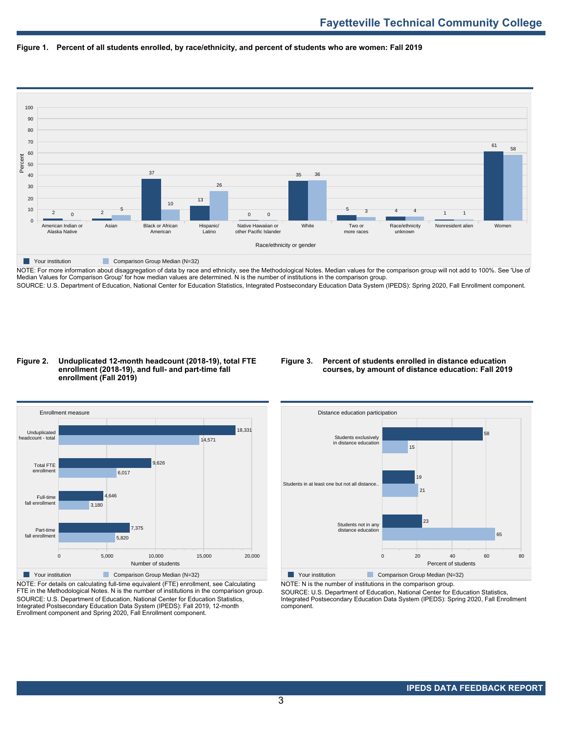# Fayetteville Technical Community College

**Figure 1. Percent of all students enrolled, by race/ethnicity, and percent of students who are women: Fall 2019**

100
90
80
70
60
50
40
30
20
10
0

Percent

American Indian or Alaska Native: 2, 0
Asian: 2, 5
Black or African American: 37, 10
Hispanic/ Latino: 13, 26
Native Hawaiian or other Pacific Islander: 0, 0
White: 35, 36
Two or more races: 5, 3
Race/ethnicity unknown: 4, 4
Nonresident alien: 1, 1
Women: 61, 58

Race/ethnicity or gender

Your institution
Comparison Group Median (N=32)

NOTE: For more information about disaggregation of data by race and ethnicity, see the Methodological Notes. Median values for the comparison group will not add to 100%. See 'Use of Median Values for Comparison Group' for how median values are determined. N is the number of institutions in the comparison group.
SOURCE: U.S. Department of Education, National Center for Education Statistics, Integrated Postsecondary Education Data System (IPEDS): Spring 2020, Fall Enrollment component.

**Figure 2. Unduplicated 12-month headcount (2018-19), total FTE enrollment (2018-19), and full- and part-time fall enrollment (Fall 2019)**

Enrollment measure

Unduplicated headcount - total: 18,331, 14,571
Total FTE enrollment: 9,626, 6,017
Full-time fall enrollment: 4,646, 3,180
Part-time fall enrollment: 7,375, 5,820

0
5,000
10,000
15,000
20,000
Number of students

Your institution
Comparison Group Median (N=32)

NOTE: For details on calculating full-time equivalent (FTE) enrollment, see Calculating FTE in the Methodological Notes. N is the number of institutions in the comparison group.
SOURCE: U.S. Department of Education, National Center for Education Statistics, Integrated Postsecondary Education Data System (IPEDS): Fall 2019, 12-month Enrollment component and Spring 2020, Fall Enrollment component.

**Figure 3. Percent of students enrolled in distance education courses, by amount of distance education: Fall 2019**

Distance education participation

Students exclusively in distance education: 58, 15
Students in at least one but not all distance..: 19, 21
Students not in any distance education: 23, 65

0
20
40
60
80
Percent of students

Your institution
Comparison Group Median (N=32)

NOTE: N is the number of institutions in the comparison group.
SOURCE: U.S. Department of Education, National Center for Education Statistics, Integrated Postsecondary Education Data System (IPEDS): Spring 2020, Fall Enrollment component.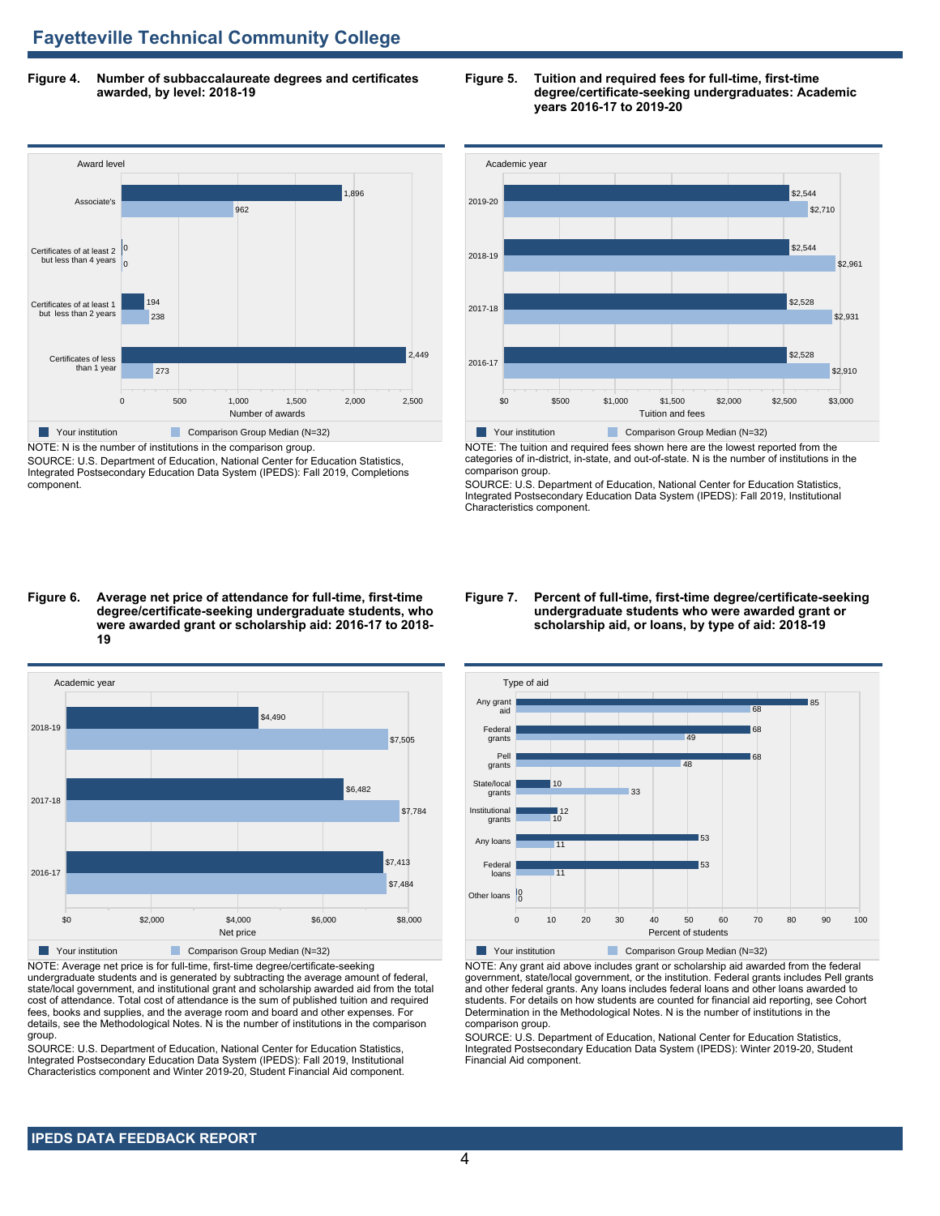## Fayetteville Technical Community College

**Figure 4. Number of subbaccalaureate degrees and certificates awarded, by level: 2018-19**

Award level

Associate's
1,896
962

Certificates of at least 2 but less than 4 years
0
0

Certificates of at least 1 but less than 2 years
194
238

Certificates of less than 1 year
2,449
273

0
500
1,000
1,500
2,000
2,500
Number of awards

Your institution
Comparison Group Median (N=32)

NOTE: N is the number of institutions in the comparison group.
SOURCE: U.S. Department of Education, National Center for Education Statistics, Integrated Postsecondary Education Data System (IPEDS): Fall 2019, Completions component.

**Figure 5. Tuition and required fees for full-time, first-time degree/certificate-seeking undergraduates: Academic years 2016-17 to 2019-20**

Academic year

2019-20
$2,544
$2,710

2018-19
$2,544
$2,961

2017-18
$2,528
$2,931

2016-17
$2,528
$2,910

$0
$500
$1,000
$1,500
$2,000
$2,500
$3,000
Tuition and fees

Your institution
Comparison Group Median (N=32)

NOTE: The tuition and required fees shown here are the lowest reported from the categories of in-district, in-state, and out-of-state. N is the number of institutions in the comparison group.
SOURCE: U.S. Department of Education, National Center for Education Statistics, Integrated Postsecondary Education Data System (IPEDS): Fall 2019, Institutional Characteristics component.

**Figure 6. Average net price of attendance for full-time, first-time degree/certificate-seeking undergraduate students, who were awarded grant or scholarship aid: 2016-17 to 2018-19**

Academic year

2018-19
$4,490
$7,505

2017-18
$6,482
$7,784

2016-17
$7,413
$7,484

$0
$2,000
$4,000
$6,000
$8,000
Net price

Your institution
Comparison Group Median (N=32)

NOTE: Average net price is for full-time, first-time degree/certificate-seeking undergraduate students and is generated by subtracting the average amount of federal, state/local government, and institutional grant and scholarship awarded aid from the total cost of attendance. Total cost of attendance is the sum of published tuition and required fees, books and supplies, and the average room and board and other expenses. For details, see the Methodological Notes. N is the number of institutions in the comparison group.
SOURCE: U.S. Department of Education, National Center for Education Statistics, Integrated Postsecondary Education Data System (IPEDS): Fall 2019, Institutional Characteristics component and Winter 2019-20, Student Financial Aid component.

**Figure 7. Percent of full-time, first-time degree/certificate-seeking undergraduate students who were awarded grant or scholarship aid, or loans, by type of aid: 2018-19**

Type of aid

Any grant aid
85
68

Federal grants
68
49

Pell grants
68
48

State/local grants
10
33

Institutional grants
12
10

Any loans
53
11

Federal loans
53
11

Other loans
0
0

0
10
20
30
40
50
60
70
80
90
100
Percent of students

Your institution
Comparison Group Median (N=32)

NOTE: Any grant aid above includes grant or scholarship aid awarded from the federal government, state/local government, or the institution. Federal grants includes Pell grants and other federal grants. Any loans includes federal loans and other loans awarded to students. For details on how students are counted for financial aid reporting, see Cohort Determination in the Methodological Notes. N is the number of institutions in the comparison group.
SOURCE: U.S. Department of Education, National Center for Education Statistics, Integrated Postsecondary Education Data System (IPEDS): Winter 2019-20, Student Financial Aid component.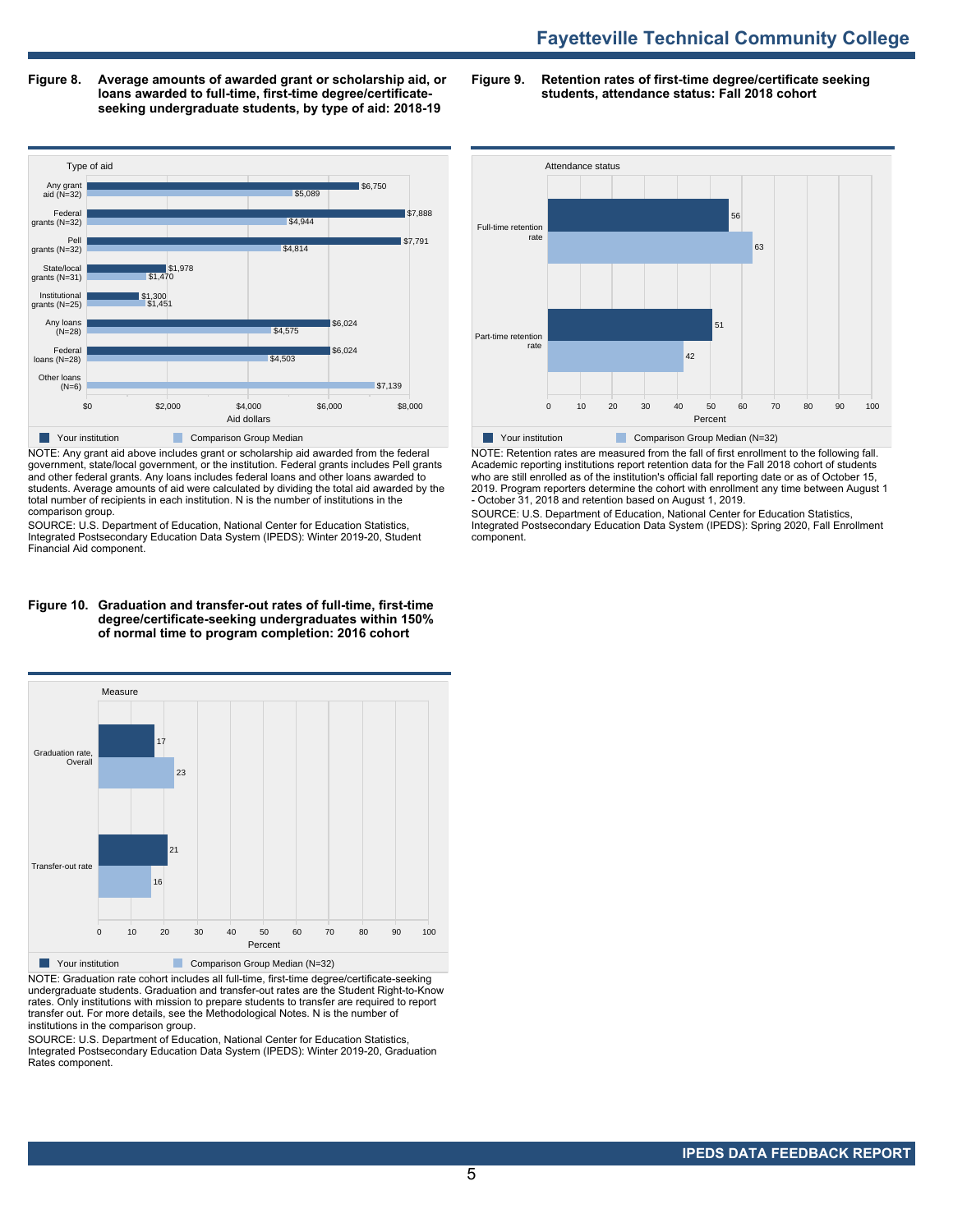**Figure 8. Average amounts of awarded grant or scholarship aid, or loans awarded to full-time, first-time degree/certificate-seeking undergraduate students, by type of aid: 2018-19**

Type of aid

Any grant aid (N=32)
$6,750
$5,089

Federal grants (N=32)
$7,888
$4,944

Pell grants (N=32)
$7,791
$4,814

State/local grants (N=31)
$1,978
$1,470

Institutional grants (N=25)
$1,300
$1,451

Any loans (N=28)
$6,024
$4,575

Federal loans (N=28)
$6,024
$4,503

Other loans (N=6)
$7,139

$0 $2,000 $4,000 $6,000 $8,000

Aid dollars

Your institution    Comparison Group Median

NOTE: Any grant aid above includes grant or scholarship aid awarded from the federal government, state/local government, or the institution. Federal grants includes Pell grants and other federal grants. Any loans includes federal loans and other loans awarded to students. Average amounts of aid were calculated by dividing the total aid awarded by the total number of recipients in each institution. N is the number of institutions in the comparison group.

SOURCE: U.S. Department of Education, National Center for Education Statistics, Integrated Postsecondary Education Data System (IPEDS): Winter 2019-20, Student Financial Aid component.

**Figure 9. Retention rates of first-time degree/certificate seeking students, attendance status: Fall 2018 cohort**

Attendance status

Full-time retention rate
56
63

Part-time retention rate
51
42

0 10 20 30 40 50 60 70 80 90 100

Percent

Your institution    Comparison Group Median (N=32)

NOTE: Retention rates are measured from the fall of first enrollment to the following fall. Academic reporting institutions report retention data for the Fall 2018 cohort of students who are still enrolled as of the institution's official fall reporting date or as of October 15, 2019. Program reporters determine the cohort with enrollment any time between August 1 - October 31, 2018 and retention based on August 1, 2019.

SOURCE: U.S. Department of Education, National Center for Education Statistics, Integrated Postsecondary Education Data System (IPEDS): Spring 2020, Fall Enrollment component.

**Figure 10. Graduation and transfer-out rates of full-time, first-time degree/certificate-seeking undergraduates within 150% of normal time to program completion: 2016 cohort**

Measure

Graduation rate, Overall
17
23

Transfer-out rate
21
16

0 10 20 30 40 50 60 70 80 90 100

Percent

Your institution    Comparison Group Median (N=32)

NOTE: Graduation rate cohort includes all full-time, first-time degree/certificate-seeking undergraduate students. Graduation and transfer-out rates are the Student Right-to-Know rates. Only institutions with mission to prepare students to transfer are required to report transfer out. For more details, see the Methodological Notes. N is the number of institutions in the comparison group.

SOURCE: U.S. Department of Education, National Center for Education Statistics, Integrated Postsecondary Education Data System (IPEDS): Winter 2019-20, Graduation Rates component.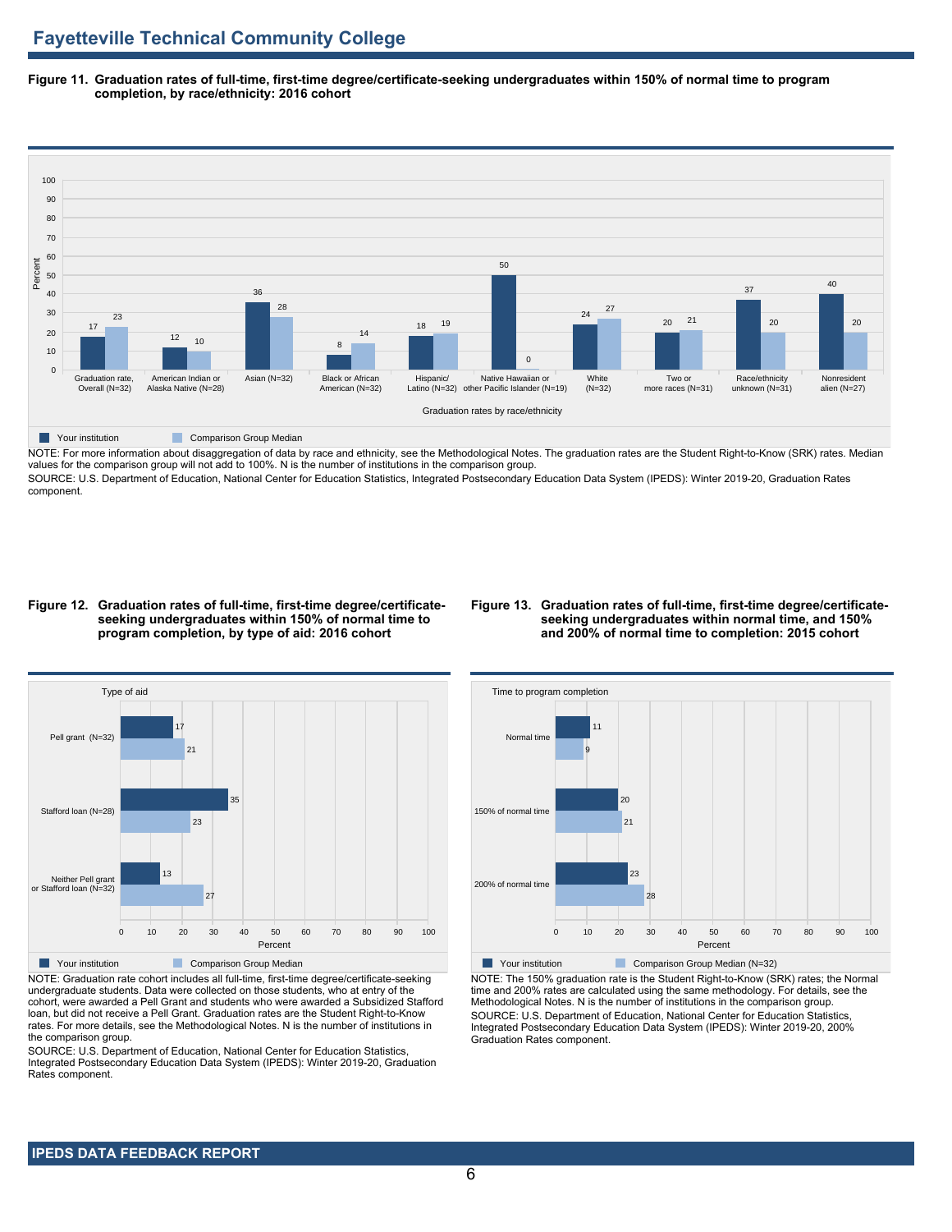## Fayetteville Technical Community College

**Figure 11. Graduation rates of full-time, first-time degree/certificate-seeking undergraduates within 150% of normal time to program completion, by race/ethnicity: 2016 cohort**

| Graduation rates by race/ethnicity | Your institution | Comparison Group Median |
|---|---|---|
| Graduation rate, Overall (N=32) | 17 | 23 |
| American Indian or Alaska Native (N=28) | 12 | 10 |
| Asian (N=32) | 36 | 28 |
| Black or African American (N=32) | 8 | 14 |
| Hispanic/ Latino (N=32) | 18 | 19 |
| Native Hawaiian or other Pacific Islander (N=19) | 50 | 0 |
| White (N=32) | 24 | 27 |
| Two or more races (N=31) | 20 | 21 |
| Race/ethnicity unknown (N=31) | 37 | 20 |
| Nonresident alien (N=27) | 40 | 20 |

NOTE: For more information about disaggregation of data by race and ethnicity, see the Methodological Notes. The graduation rates are the Student Right-to-Know (SRK) rates. Median values for the comparison group will not add to 100%. N is the number of institutions in the comparison group.

SOURCE: U.S. Department of Education, National Center for Education Statistics, Integrated Postsecondary Education Data System (IPEDS): Winter 2019-20, Graduation Rates component.

**Figure 12. Graduation rates of full-time, first-time degree/certificate-seeking undergraduates within 150% of normal time to program completion, by type of aid: 2016 cohort**

| Type of aid | Your institution | Comparison Group Median |
|---|---|---|
| Pell grant (N=32) | 17 | 21 |
| Stafford loan (N=28) | 35 | 23 |
| Neither Pell grant or Stafford loan (N=32) | 13 | 27 |

NOTE: Graduation rate cohort includes all full-time, first-time degree/certificate-seeking undergraduate students. Data were collected on those students, who at entry of the cohort, were awarded a Pell Grant and students who were awarded a Subsidized Stafford loan, but did not receive a Pell Grant. Graduation rates are the Student Right-to-Know rates. For more details, see the Methodological Notes. N is the number of institutions in the comparison group.

SOURCE: U.S. Department of Education, National Center for Education Statistics, Integrated Postsecondary Education Data System (IPEDS): Winter 2019-20, Graduation Rates component.

**Figure 13. Graduation rates of full-time, first-time degree/certificate-seeking undergraduates within normal time, and 150% and 200% of normal time to completion: 2015 cohort**

| Time to program completion | Your institution | Comparison Group Median (N=32) |
|---|---|---|
| Normal time | 11 | 9 |
| 150% of normal time | 20 | 21 |
| 200% of normal time | 23 | 28 |

NOTE: The 150% graduation rate is the Student Right-to-Know (SRK) rates; the Normal time and 200% rates are calculated using the same methodology. For details, see the Methodological Notes. N is the number of institutions in the comparison group.

SOURCE: U.S. Department of Education, National Center for Education Statistics, Integrated Postsecondary Education Data System (IPEDS): Winter 2019-20, 200% Graduation Rates component.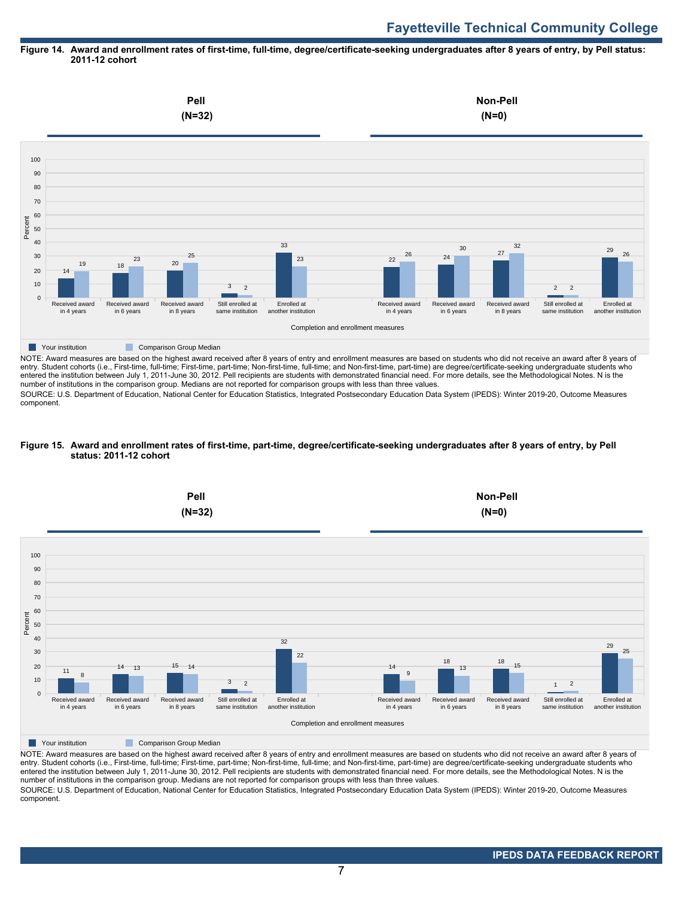# Fayetteville Technical Community College

**Figure 14. Award and enrollment rates of first-time, full-time, degree/certificate-seeking undergraduates after 8 years of entry, by Pell status: 2011-12 cohort**

**Pell (N=32)**

**Non-Pell (N=0)**

Percent

100
90
80
70
60
50
40
30
20
10
0

14 19
18 23
20 25
3 2
33 23
22 26
24 30
27 32
2 2
29 26

Received award in 4 years
Received award in 6 years
Received award in 8 years
Still enrolled at same institution
Enrolled at another institution
Received award in 4 years
Received award in 6 years
Received award in 8 years
Still enrolled at same institution
Enrolled at another institution

Completion and enrollment measures

Your institution
Comparison Group Median

NOTE: Award measures are based on the highest award received after 8 years of entry and enrollment measures are based on students who did not receive an award after 8 years of entry. Student cohorts (i.e., First-time, full-time; First-time, part-time; Non-first-time, full-time; and Non-first-time, part-time) are degree/certificate-seeking undergraduate students who entered the institution between July 1, 2011-June 30, 2012. Pell recipients are students with demonstrated financial need. For more details, see the Methodological Notes. N is the number of institutions in the comparison group. Medians are not reported for comparison groups with less than three values.

SOURCE: U.S. Department of Education, National Center for Education Statistics, Integrated Postsecondary Education Data System (IPEDS): Winter 2019-20, Outcome Measures component.

**Figure 15. Award and enrollment rates of first-time, part-time, degree/certificate-seeking undergraduates after 8 years of entry, by Pell status: 2011-12 cohort**

**Pell (N=32)**

**Non-Pell (N=0)**

Percent

100
90
80
70
60
50
40
30
20
10
0

11 8
14 13
15 14
3 2
32 22
14 9
18 13
18 15
1 2
29 25

Received award in 4 years
Received award in 6 years
Received award in 8 years
Still enrolled at same institution
Enrolled at another institution
Received award in 4 years
Received award in 6 years
Received award in 8 years
Still enrolled at same institution
Enrolled at another institution

Completion and enrollment measures

Your institution
Comparison Group Median

NOTE: Award measures are based on the highest award received after 8 years of entry and enrollment measures are based on students who did not receive an award after 8 years of entry. Student cohorts (i.e., First-time, full-time; First-time, part-time; Non-first-time, full-time; and Non-first-time, part-time) are degree/certificate-seeking undergraduate students who entered the institution between July 1, 2011-June 30, 2012. Pell recipients are students with demonstrated financial need. For more details, see the Methodological Notes. N is the number of institutions in the comparison group. Medians are not reported for comparison groups with less than three values.

SOURCE: U.S. Department of Education, National Center for Education Statistics, Integrated Postsecondary Education Data System (IPEDS): Winter 2019-20, Outcome Measures component.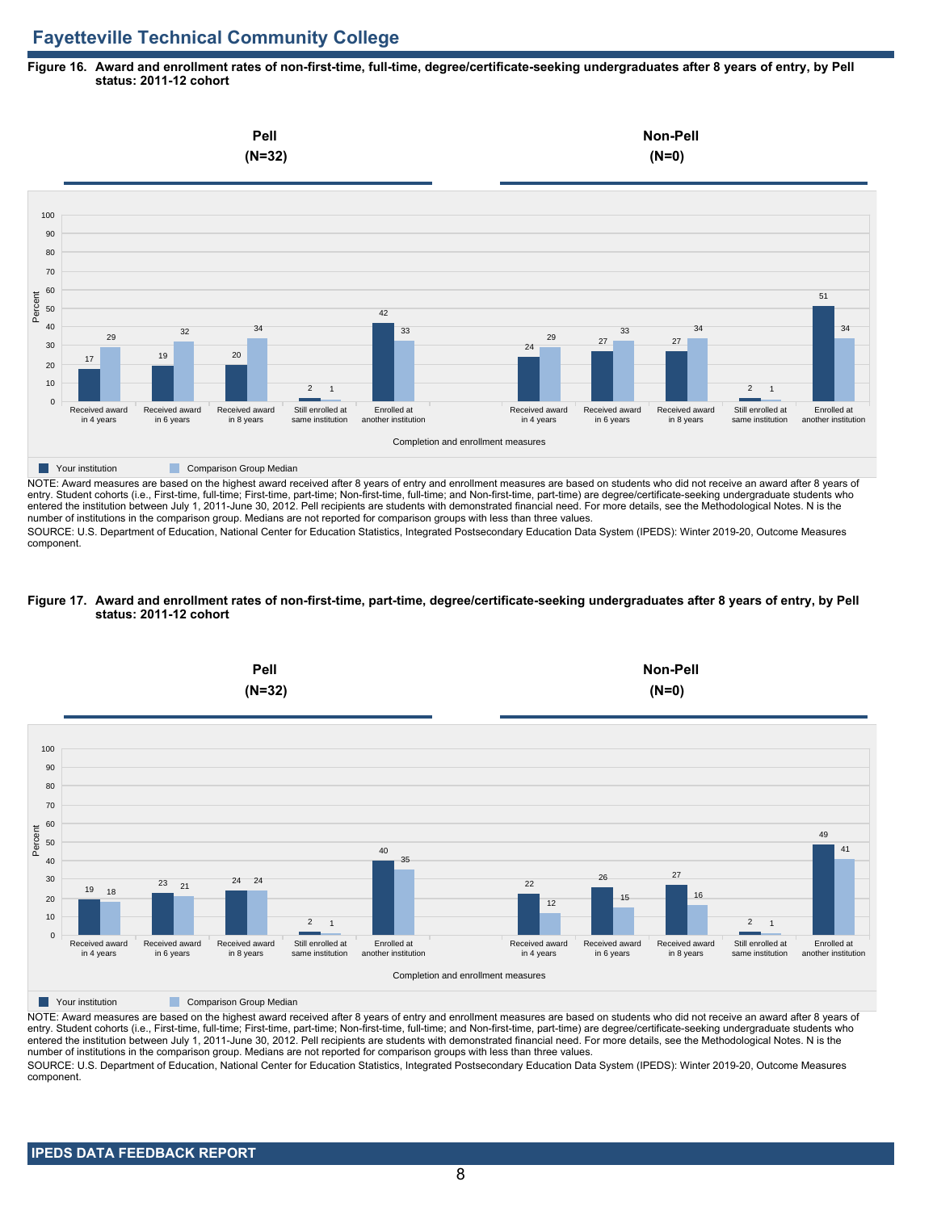## Fayetteville Technical Community College

**Figure 16. Award and enrollment rates of non-first-time, full-time, degree/certificate-seeking undergraduates after 8 years of entry, by Pell status: 2011-12 cohort**

Pell
(N=32)

Non-Pell
(N=0)

Percent

100
90
80
70
60
50
40
30
20
10
0

17, 29 — Received award in 4 years
19, 32 — Received award in 6 years
20, 34 — Received award in 8 years
2, 1 — Still enrolled at same institution
42, 33 — Enrolled at another institution

24, 29 — Received award in 4 years
27, 33 — Received award in 6 years
27, 34 — Received award in 8 years
2, 1 — Still enrolled at same institution
51, 34 — Enrolled at another institution

Completion and enrollment measures

Your institution
Comparison Group Median

NOTE: Award measures are based on the highest award received after 8 years of entry and enrollment measures are based on students who did not receive an award after 8 years of entry. Student cohorts (i.e., First-time, full-time; First-time, part-time; Non-first-time, full-time; and Non-first-time, part-time) are degree/certificate-seeking undergraduate students who entered the institution between July 1, 2011-June 30, 2012. Pell recipients are students with demonstrated financial need. For more details, see the Methodological Notes. N is the number of institutions in the comparison group. Medians are not reported for comparison groups with less than three values.

SOURCE: U.S. Department of Education, National Center for Education Statistics, Integrated Postsecondary Education Data System (IPEDS): Winter 2019-20, Outcome Measures component.

**Figure 17. Award and enrollment rates of non-first-time, part-time, degree/certificate-seeking undergraduates after 8 years of entry, by Pell status: 2011-12 cohort**

Pell
(N=32)

Non-Pell
(N=0)

Percent

100
90
80
70
60
50
40
30
20
10
0

19, 18 — Received award in 4 years
23, 21 — Received award in 6 years
24, 24 — Received award in 8 years
2, 1 — Still enrolled at same institution
40, 35 — Enrolled at another institution

22, 12 — Received award in 4 years
26, 15 — Received award in 6 years
27, 16 — Received award in 8 years
2, 1 — Still enrolled at same institution
49, 41 — Enrolled at another institution

Completion and enrollment measures

Your institution
Comparison Group Median

NOTE: Award measures are based on the highest award received after 8 years of entry and enrollment measures are based on students who did not receive an award after 8 years of entry. Student cohorts (i.e., First-time, full-time; First-time, part-time; Non-first-time, full-time; and Non-first-time, part-time) are degree/certificate-seeking undergraduate students who entered the institution between July 1, 2011-June 30, 2012. Pell recipients are students with demonstrated financial need. For more details, see the Methodological Notes. N is the number of institutions in the comparison group. Medians are not reported for comparison groups with less than three values.

SOURCE: U.S. Department of Education, National Center for Education Statistics, Integrated Postsecondary Education Data System (IPEDS): Winter 2019-20, Outcome Measures component.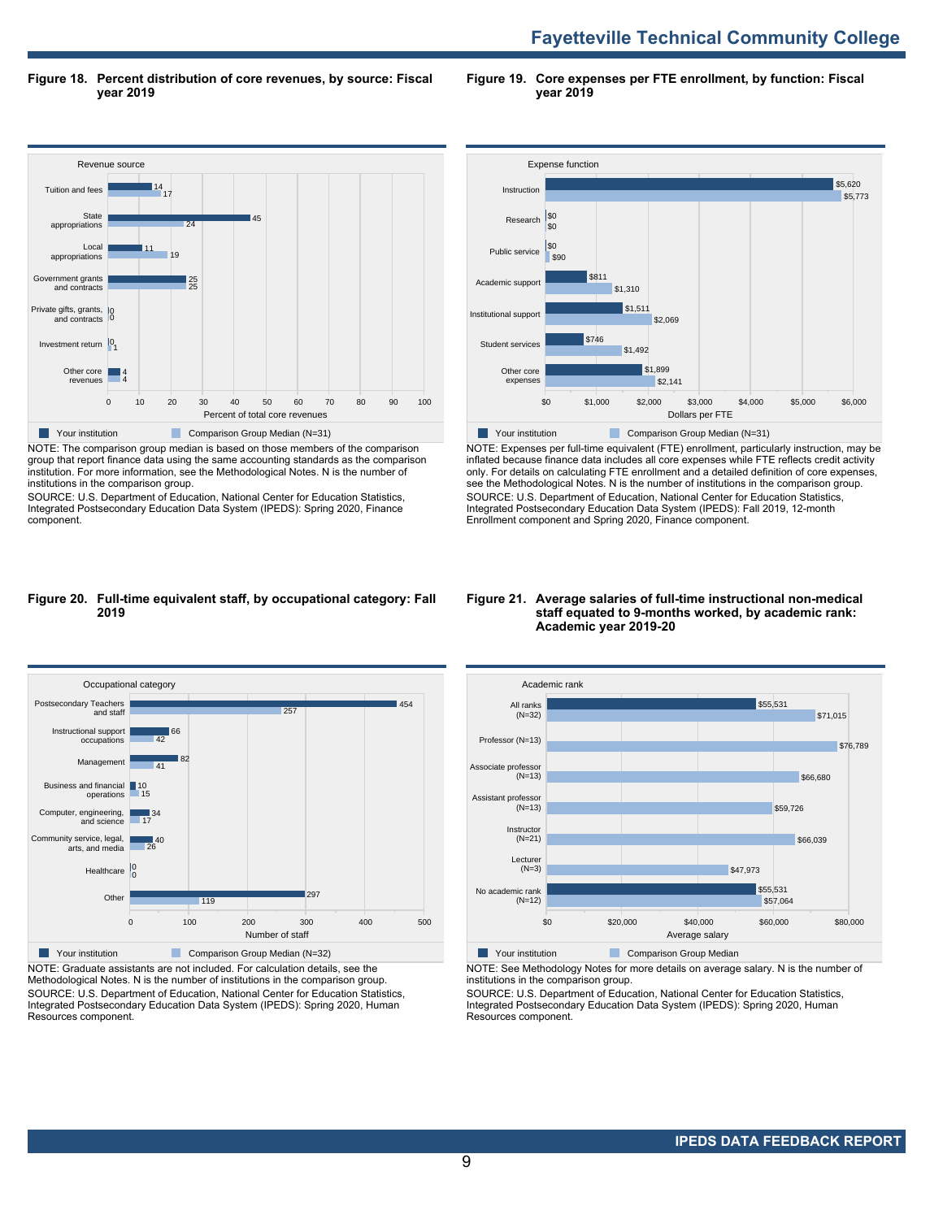Fayetteville Technical Community College

**Figure 18. Percent distribution of core revenues, by source: Fiscal year 2019**

Revenue source

Tuition and fees 14 17
State appropriations 45 24
Local appropriations 11 19
Government grants and contracts 25 25
Private gifts, grants, and contracts 0 0
Investment return 0 1
Other core revenues 4 4

0 10 20 30 40 50 60 70 80 90 100
Percent of total core revenues

Your institution
Comparison Group Median (N=31)

NOTE: The comparison group median is based on those members of the comparison group that report finance data using the same accounting standards as the comparison institution. For more information, see the Methodological Notes. N is the number of institutions in the comparison group.
SOURCE: U.S. Department of Education, National Center for Education Statistics, Integrated Postsecondary Education Data System (IPEDS): Spring 2020, Finance component.

**Figure 19. Core expenses per FTE enrollment, by function: Fiscal year 2019**

Expense function

Instruction $5,620 $5,773
Research $0 $0
Public service $0 $90
Academic support $811 $1,310
Institutional support $1,511 $2,069
Student services $746 $1,492
Other core expenses $1,899 $2,141

$0 $1,000 $2,000 $3,000 $4,000 $5,000 $6,000
Dollars per FTE

Your institution
Comparison Group Median (N=31)

NOTE: Expenses per full-time equivalent (FTE) enrollment, particularly instruction, may be inflated because finance data includes all core expenses while FTE reflects credit activity only. For details on calculating FTE enrollment and a detailed definition of core expenses, see the Methodological Notes. N is the number of institutions in the comparison group.
SOURCE: U.S. Department of Education, National Center for Education Statistics, Integrated Postsecondary Education Data System (IPEDS): Fall 2019, 12-month Enrollment component and Spring 2020, Finance component.

**Figure 20. Full-time equivalent staff, by occupational category: Fall 2019**

Occupational category

Postsecondary Teachers and staff 454 257
Instructional support occupations 66 42
Management 82 41
Business and financial operations 10 15
Computer, engineering, and science 34 17
Community service, legal, arts, and media 40 26
Healthcare 0 0
Other 297 119

0 100 200 300 400 500
Number of staff

Your institution
Comparison Group Median (N=32)

NOTE: Graduate assistants are not included. For calculation details, see the Methodological Notes. N is the number of institutions in the comparison group.
SOURCE: U.S. Department of Education, National Center for Education Statistics, Integrated Postsecondary Education Data System (IPEDS): Spring 2020, Human Resources component.

**Figure 21. Average salaries of full-time instructional non-medical staff equated to 9-months worked, by academic rank: Academic year 2019-20**

Academic rank

All ranks (N=32) $55,531 $71,015
Professor (N=13) $76,789
Associate professor (N=13) $66,680
Assistant professor (N=13) $59,726
Instructor (N=21) $66,039
Lecturer (N=3) $47,973
No academic rank (N=12) $55,531 $57,064

$0 $20,000 $40,000 $60,000 $80,000
Average salary

Your institution
Comparison Group Median

NOTE: See Methodology Notes for more details on average salary. N is the number of institutions in the comparison group.
SOURCE: U.S. Department of Education, National Center for Education Statistics, Integrated Postsecondary Education Data System (IPEDS): Spring 2020, Human Resources component.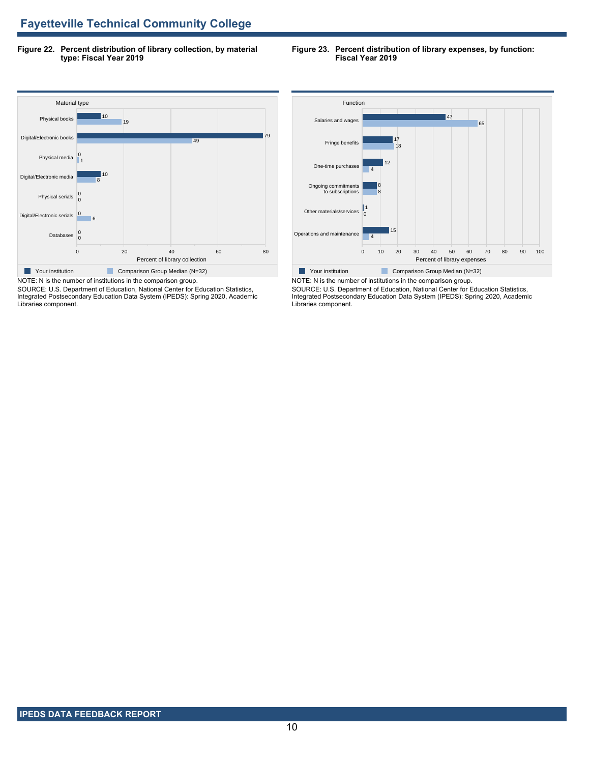## Fayetteville Technical Community College

**Figure 22. Percent distribution of library collection, by material type: Fiscal Year 2019**

| Material type | Your institution | Comparison Group Median (N=32) |
|---|---|---|
| Physical books | 10 | 19 |
| Digital/Electronic books | 79 | 49 |
| Physical media | 0 | 1 |
| Digital/Electronic media | 10 | 8 |
| Physical serials | 0 | 0 |
| Digital/Electronic serials | 0 | 6 |
| Databases | 0 | 0 |

Percent of library collection

NOTE: N is the number of institutions in the comparison group.
SOURCE: U.S. Department of Education, National Center for Education Statistics, Integrated Postsecondary Education Data System (IPEDS): Spring 2020, Academic Libraries component.

**Figure 23. Percent distribution of library expenses, by function: Fiscal Year 2019**

| Function | Your institution | Comparison Group Median (N=32) |
|---|---|---|
| Salaries and wages | 47 | 65 |
| Fringe benefits | 17 | 18 |
| One-time purchases | 12 | 4 |
| Ongoing commitments to subscriptions | 8 | 8 |
| Other materials/services | 1 | 0 |
| Operations and maintenance | 15 | 4 |

Percent of library expenses

NOTE: N is the number of institutions in the comparison group.
SOURCE: U.S. Department of Education, National Center for Education Statistics, Integrated Postsecondary Education Data System (IPEDS): Spring 2020, Academic Libraries component.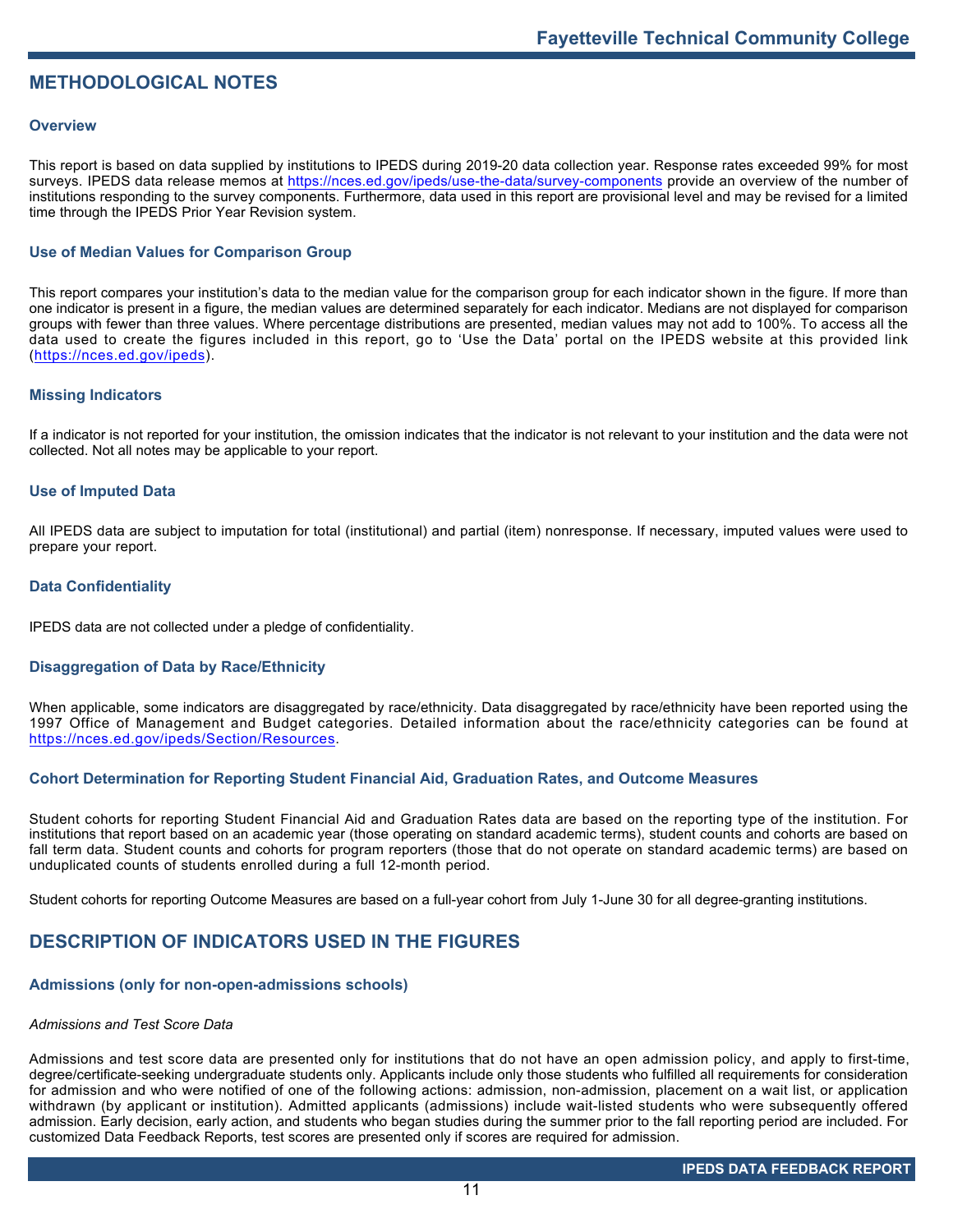## METHODOLOGICAL NOTES

### Overview

This report is based on data supplied by institutions to IPEDS during 2019-20 data collection year. Response rates exceeded 99% for most surveys. IPEDS data release memos at https://nces.ed.gov/ipeds/use-the-data/survey-components provide an overview of the number of institutions responding to the survey components. Furthermore, data used in this report are provisional level and may be revised for a limited time through the IPEDS Prior Year Revision system.

### Use of Median Values for Comparison Group

This report compares your institution's data to the median value for the comparison group for each indicator shown in the figure. If more than one indicator is present in a figure, the median values are determined separately for each indicator. Medians are not displayed for comparison groups with fewer than three values. Where percentage distributions are presented, median values may not add to 100%. To access all the data used to create the figures included in this report, go to 'Use the Data' portal on the IPEDS website at this provided link (https://nces.ed.gov/ipeds).

### Missing Indicators

If a indicator is not reported for your institution, the omission indicates that the indicator is not relevant to your institution and the data were not collected. Not all notes may be applicable to your report.

### Use of Imputed Data

All IPEDS data are subject to imputation for total (institutional) and partial (item) nonresponse. If necessary, imputed values were used to prepare your report.

### Data Confidentiality

IPEDS data are not collected under a pledge of confidentiality.

### Disaggregation of Data by Race/Ethnicity

When applicable, some indicators are disaggregated by race/ethnicity. Data disaggregated by race/ethnicity have been reported using the 1997 Office of Management and Budget categories. Detailed information about the race/ethnicity categories can be found at https://nces.ed.gov/ipeds/Section/Resources.

### Cohort Determination for Reporting Student Financial Aid, Graduation Rates, and Outcome Measures

Student cohorts for reporting Student Financial Aid and Graduation Rates data are based on the reporting type of the institution. For institutions that report based on an academic year (those operating on standard academic terms), student counts and cohorts are based on fall term data. Student counts and cohorts for program reporters (those that do not operate on standard academic terms) are based on unduplicated counts of students enrolled during a full 12-month period.

Student cohorts for reporting Outcome Measures are based on a full-year cohort from July 1-June 30 for all degree-granting institutions.

## DESCRIPTION OF INDICATORS USED IN THE FIGURES

### Admissions (only for non-open-admissions schools)

*Admissions and Test Score Data*

Admissions and test score data are presented only for institutions that do not have an open admission policy, and apply to first-time, degree/certificate-seeking undergraduate students only. Applicants include only those students who fulfilled all requirements for consideration for admission and who were notified of one of the following actions: admission, non-admission, placement on a wait list, or application withdrawn (by applicant or institution). Admitted applicants (admissions) include wait-listed students who were subsequently offered admission. Early decision, early action, and students who began studies during the summer prior to the fall reporting period are included. For customized Data Feedback Reports, test scores are presented only if scores are required for admission.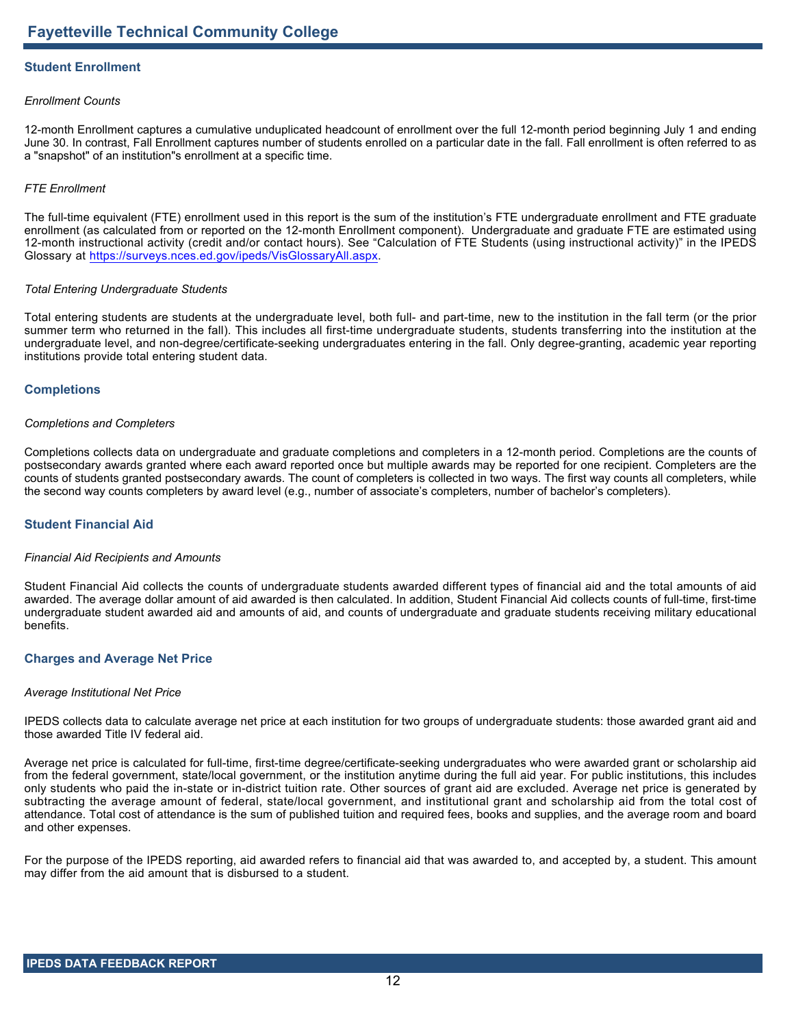# Fayetteville Technical Community College

## Student Enrollment

*Enrollment Counts*

12-month Enrollment captures a cumulative unduplicated headcount of enrollment over the full 12-month period beginning July 1 and ending June 30. In contrast, Fall Enrollment captures number of students enrolled on a particular date in the fall. Fall enrollment is often referred to as a "snapshot" of an institution"s enrollment at a specific time.

*FTE Enrollment*

The full-time equivalent (FTE) enrollment used in this report is the sum of the institution's FTE undergraduate enrollment and FTE graduate enrollment (as calculated from or reported on the 12-month Enrollment component). Undergraduate and graduate FTE are estimated using 12-month instructional activity (credit and/or contact hours). See "Calculation of FTE Students (using instructional activity)" in the IPEDS Glossary at https://surveys.nces.ed.gov/ipeds/VisGlossaryAll.aspx.

*Total Entering Undergraduate Students*

Total entering students are students at the undergraduate level, both full- and part-time, new to the institution in the fall term (or the prior summer term who returned in the fall). This includes all first-time undergraduate students, students transferring into the institution at the undergraduate level, and non-degree/certificate-seeking undergraduates entering in the fall. Only degree-granting, academic year reporting institutions provide total entering student data.

## Completions

*Completions and Completers*

Completions collects data on undergraduate and graduate completions and completers in a 12-month period. Completions are the counts of postsecondary awards granted where each award reported once but multiple awards may be reported for one recipient. Completers are the counts of students granted postsecondary awards. The count of completers is collected in two ways. The first way counts all completers, while the second way counts completers by award level (e.g., number of associate's completers, number of bachelor's completers).

## Student Financial Aid

*Financial Aid Recipients and Amounts*

Student Financial Aid collects the counts of undergraduate students awarded different types of financial aid and the total amounts of aid awarded. The average dollar amount of aid awarded is then calculated. In addition, Student Financial Aid collects counts of full-time, first-time undergraduate student awarded aid and amounts of aid, and counts of undergraduate and graduate students receiving military educational benefits.

## Charges and Average Net Price

*Average Institutional Net Price*

IPEDS collects data to calculate average net price at each institution for two groups of undergraduate students: those awarded grant aid and those awarded Title IV federal aid.

Average net price is calculated for full-time, first-time degree/certificate-seeking undergraduates who were awarded grant or scholarship aid from the federal government, state/local government, or the institution anytime during the full aid year. For public institutions, this includes only students who paid the in-state or in-district tuition rate. Other sources of grant aid are excluded. Average net price is generated by subtracting the average amount of federal, state/local government, and institutional grant and scholarship aid from the total cost of attendance. Total cost of attendance is the sum of published tuition and required fees, books and supplies, and the average room and board and other expenses.

For the purpose of the IPEDS reporting, aid awarded refers to financial aid that was awarded to, and accepted by, a student. This amount may differ from the aid amount that is disbursed to a student.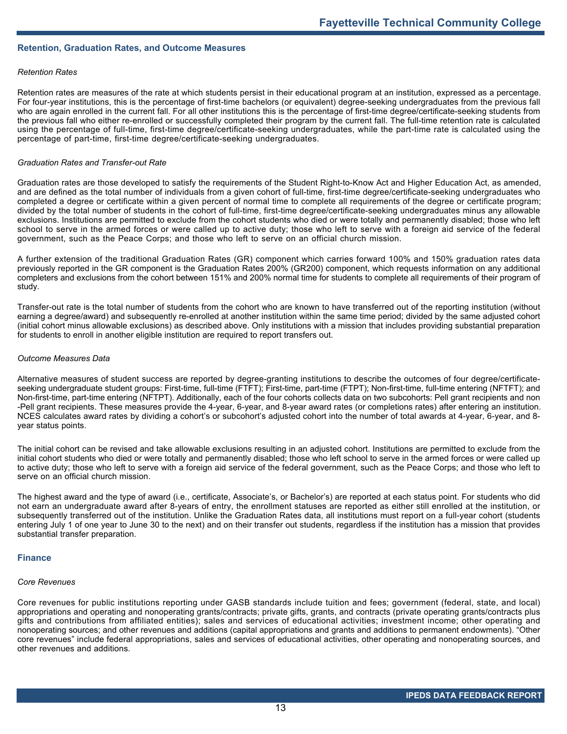## Retention, Graduation Rates, and Outcome Measures

*Retention Rates*

Retention rates are measures of the rate at which students persist in their educational program at an institution, expressed as a percentage. For four-year institutions, this is the percentage of first-time bachelors (or equivalent) degree-seeking undergraduates from the previous fall who are again enrolled in the current fall. For all other institutions this is the percentage of first-time degree/certificate-seeking students from the previous fall who either re-enrolled or successfully completed their program by the current fall. The full-time retention rate is calculated using the percentage of full-time, first-time degree/certificate-seeking undergraduates, while the part-time rate is calculated using the percentage of part-time, first-time degree/certificate-seeking undergraduates.

*Graduation Rates and Transfer-out Rate*

Graduation rates are those developed to satisfy the requirements of the Student Right-to-Know Act and Higher Education Act, as amended, and are defined as the total number of individuals from a given cohort of full-time, first-time degree/certificate-seeking undergraduates who completed a degree or certificate within a given percent of normal time to complete all requirements of the degree or certificate program; divided by the total number of students in the cohort of full-time, first-time degree/certificate-seeking undergraduates minus any allowable exclusions. Institutions are permitted to exclude from the cohort students who died or were totally and permanently disabled; those who left school to serve in the armed forces or were called up to active duty; those who left to serve with a foreign aid service of the federal government, such as the Peace Corps; and those who left to serve on an official church mission.

A further extension of the traditional Graduation Rates (GR) component which carries forward 100% and 150% graduation rates data previously reported in the GR component is the Graduation Rates 200% (GR200) component, which requests information on any additional completers and exclusions from the cohort between 151% and 200% normal time for students to complete all requirements of their program of study.

Transfer-out rate is the total number of students from the cohort who are known to have transferred out of the reporting institution (without earning a degree/award) and subsequently re-enrolled at another institution within the same time period; divided by the same adjusted cohort (initial cohort minus allowable exclusions) as described above. Only institutions with a mission that includes providing substantial preparation for students to enroll in another eligible institution are required to report transfers out.

*Outcome Measures Data*

Alternative measures of student success are reported by degree-granting institutions to describe the outcomes of four degree/certificate-seeking undergraduate student groups: First-time, full-time (FTFT); First-time, part-time (FTPT); Non-first-time, full-time entering (NFTFT); and Non-first-time, part-time entering (NFTPT). Additionally, each of the four cohorts collects data on two subcohorts: Pell grant recipients and non -Pell grant recipients. These measures provide the 4-year, 6-year, and 8-year award rates (or completions rates) after entering an institution. NCES calculates award rates by dividing a cohort's or subcohort's adjusted cohort into the number of total awards at 4-year, 6-year, and 8-year status points.

The initial cohort can be revised and take allowable exclusions resulting in an adjusted cohort. Institutions are permitted to exclude from the initial cohort students who died or were totally and permanently disabled; those who left school to serve in the armed forces or were called up to active duty; those who left to serve with a foreign aid service of the federal government, such as the Peace Corps; and those who left to serve on an official church mission.

The highest award and the type of award (i.e., certificate, Associate's, or Bachelor's) are reported at each status point. For students who did not earn an undergraduate award after 8-years of entry, the enrollment statuses are reported as either still enrolled at the institution, or subsequently transferred out of the institution. Unlike the Graduation Rates data, all institutions must report on a full-year cohort (students entering July 1 of one year to June 30 to the next) and on their transfer out students, regardless if the institution has a mission that provides substantial transfer preparation.

## Finance

*Core Revenues*

Core revenues for public institutions reporting under GASB standards include tuition and fees; government (federal, state, and local) appropriations and operating and nonoperating grants/contracts; private gifts, grants, and contracts (private operating grants/contracts plus gifts and contributions from affiliated entities); sales and services of educational activities; investment income; other operating and nonoperating sources; and other revenues and additions (capital appropriations and grants and additions to permanent endowments). "Other core revenues" include federal appropriations, sales and services of educational activities, other operating and nonoperating sources, and other revenues and additions.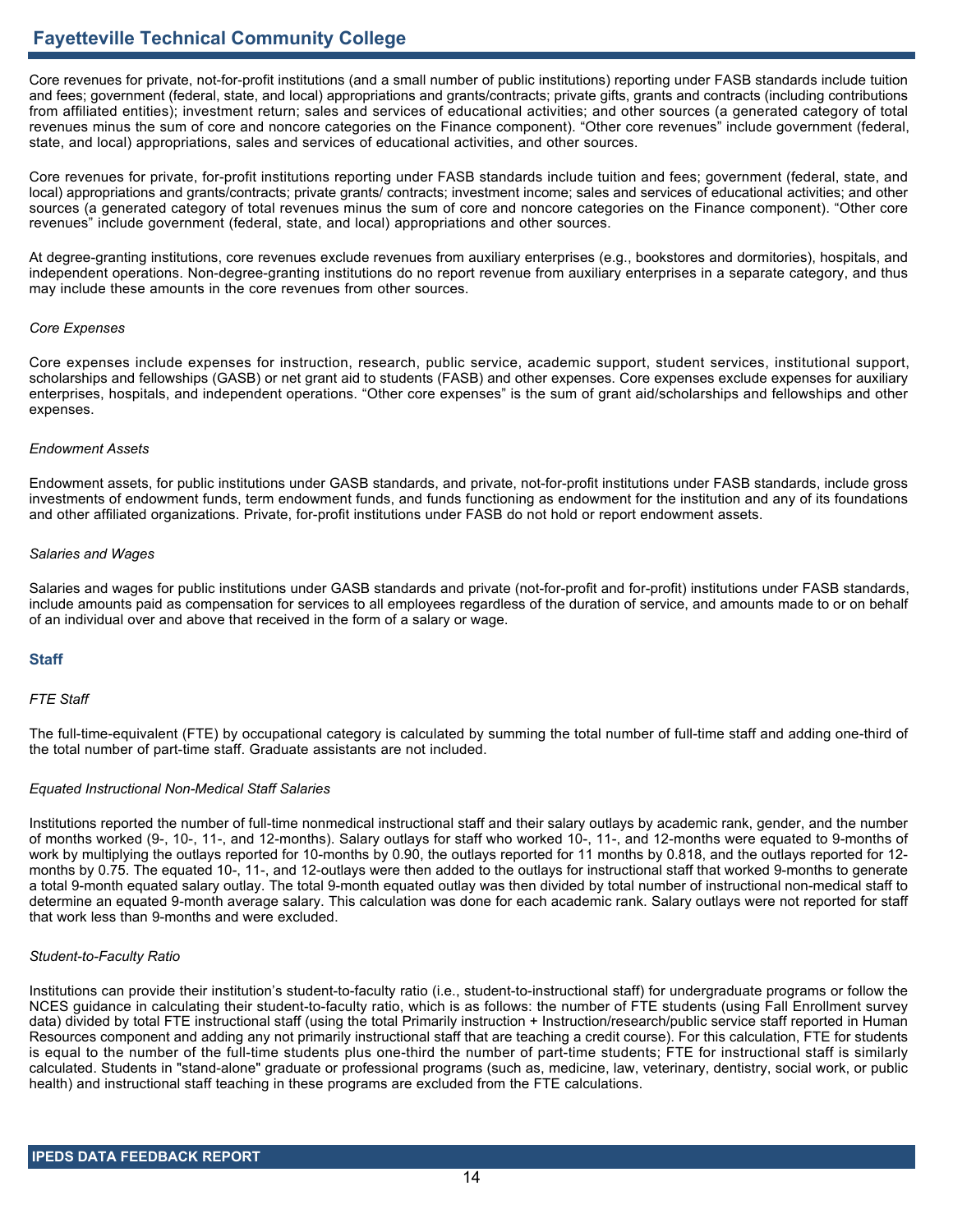Core revenues for private, not-for-profit institutions (and a small number of public institutions) reporting under FASB standards include tuition and fees; government (federal, state, and local) appropriations and grants/contracts; private gifts, grants and contracts (including contributions from affiliated entities); investment return; sales and services of educational activities; and other sources (a generated category of total revenues minus the sum of core and noncore categories on the Finance component). “Other core revenues” include government (federal, state, and local) appropriations, sales and services of educational activities, and other sources.

Core revenues for private, for-profit institutions reporting under FASB standards include tuition and fees; government (federal, state, and local) appropriations and grants/contracts; private grants/ contracts; investment income; sales and services of educational activities; and other sources (a generated category of total revenues minus the sum of core and noncore categories on the Finance component). “Other core revenues” include government (federal, state, and local) appropriations and other sources.

At degree-granting institutions, core revenues exclude revenues from auxiliary enterprises (e.g., bookstores and dormitories), hospitals, and independent operations. Non-degree-granting institutions do no report revenue from auxiliary enterprises in a separate category, and thus may include these amounts in the core revenues from other sources.

*Core Expenses*

Core expenses include expenses for instruction, research, public service, academic support, student services, institutional support, scholarships and fellowships (GASB) or net grant aid to students (FASB) and other expenses. Core expenses exclude expenses for auxiliary enterprises, hospitals, and independent operations. “Other core expenses” is the sum of grant aid/scholarships and fellowships and other expenses.

*Endowment Assets*

Endowment assets, for public institutions under GASB standards, and private, not-for-profit institutions under FASB standards, include gross investments of endowment funds, term endowment funds, and funds functioning as endowment for the institution and any of its foundations and other affiliated organizations. Private, for-profit institutions under FASB do not hold or report endowment assets.

*Salaries and Wages*

Salaries and wages for public institutions under GASB standards and private (not-for-profit and for-profit) institutions under FASB standards, include amounts paid as compensation for services to all employees regardless of the duration of service, and amounts made to or on behalf of an individual over and above that received in the form of a salary or wage.

## Staff

*FTE Staff*

The full-time-equivalent (FTE) by occupational category is calculated by summing the total number of full-time staff and adding one-third of the total number of part-time staff. Graduate assistants are not included.

*Equated Instructional Non-Medical Staff Salaries*

Institutions reported the number of full-time nonmedical instructional staff and their salary outlays by academic rank, gender, and the number of months worked (9-, 10-, 11-, and 12-months). Salary outlays for staff who worked 10-, 11-, and 12-months were equated to 9-months of work by multiplying the outlays reported for 10-months by 0.90, the outlays reported for 11 months by 0.818, and the outlays reported for 12-months by 0.75. The equated 10-, 11-, and 12-outlays were then added to the outlays for instructional staff that worked 9-months to generate a total 9-month equated salary outlay. The total 9-month equated outlay was then divided by total number of instructional non-medical staff to determine an equated 9-month average salary. This calculation was done for each academic rank. Salary outlays were not reported for staff that work less than 9-months and were excluded.

*Student-to-Faculty Ratio*

Institutions can provide their institution’s student-to-faculty ratio (i.e., student-to-instructional staff) for undergraduate programs or follow the NCES guidance in calculating their student-to-faculty ratio, which is as follows: the number of FTE students (using Fall Enrollment survey data) divided by total FTE instructional staff (using the total Primarily instruction + Instruction/research/public service staff reported in Human Resources component and adding any not primarily instructional staff that are teaching a credit course). For this calculation, FTE for students is equal to the number of the full-time students plus one-third the number of part-time students; FTE for instructional staff is similarly calculated. Students in "stand-alone" graduate or professional programs (such as, medicine, law, veterinary, dentistry, social work, or public health) and instructional staff teaching in these programs are excluded from the FTE calculations.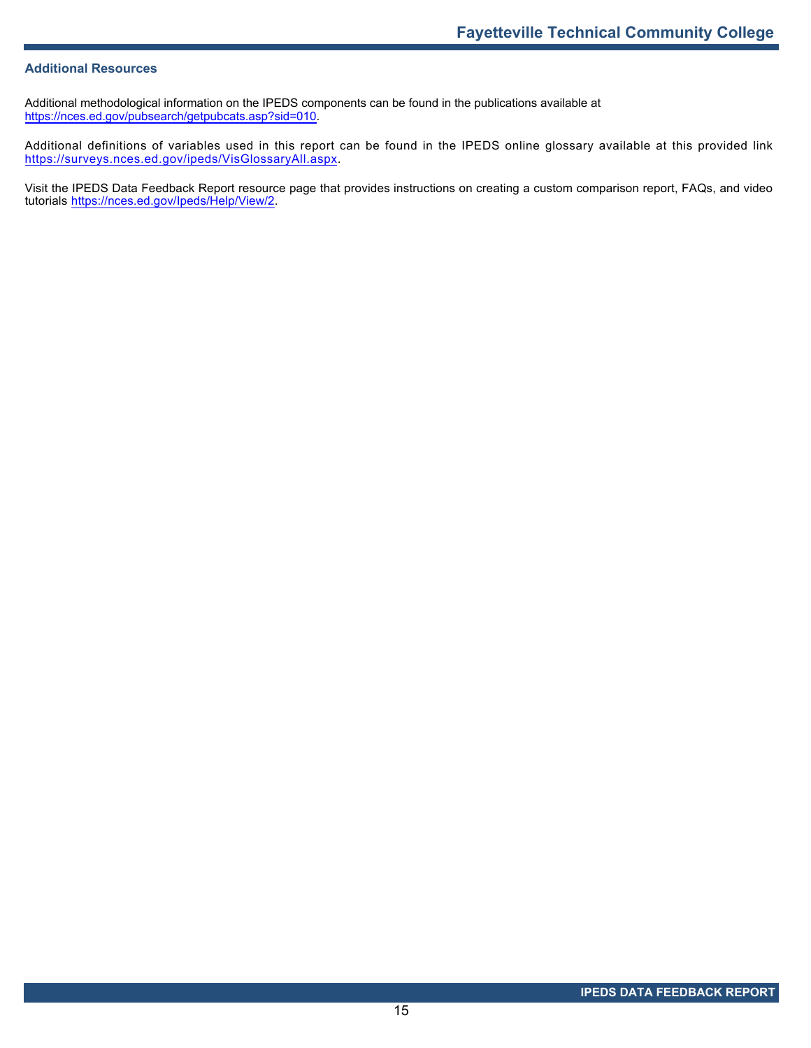## Additional Resources

Additional methodological information on the IPEDS components can be found in the publications available at https://nces.ed.gov/pubsearch/getpubcats.asp?sid=010.

Additional definitions of variables used in this report can be found in the IPEDS online glossary available at this provided link https://surveys.nces.ed.gov/ipeds/VisGlossaryAll.aspx.

Visit the IPEDS Data Feedback Report resource page that provides instructions on creating a custom comparison report, FAQs, and video tutorials https://nces.ed.gov/Ipeds/Help/View/2.